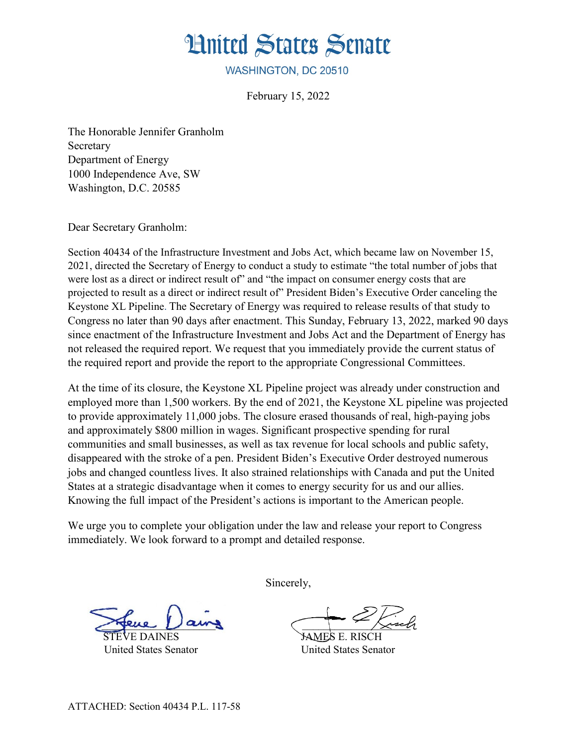# United States Senate

WASHINGTON, DC 20510

February 15, 2022

The Honorable Jennifer Granholm
Secretary
Department of Energy
1000 Independence Ave, SW
Washington, D.C. 20585

Dear Secretary Granholm:

Section 40434 of the Infrastructure Investment and Jobs Act, which became law on November 15, 2021, directed the Secretary of Energy to conduct a study to estimate "the total number of jobs that were lost as a direct or indirect result of" and "the impact on consumer energy costs that are projected to result as a direct or indirect result of" President Biden's Executive Order canceling the Keystone XL Pipeline. The Secretary of Energy was required to release results of that study to Congress no later than 90 days after enactment. This Sunday, February 13, 2022, marked 90 days since enactment of the Infrastructure Investment and Jobs Act and the Department of Energy has not released the required report. We request that you immediately provide the current status of the required report and provide the report to the appropriate Congressional Committees.

At the time of its closure, the Keystone XL Pipeline project was already under construction and employed more than 1,500 workers. By the end of 2021, the Keystone XL pipeline was projected to provide approximately 11,000 jobs. The closure erased thousands of real, high-paying jobs and approximately $800 million in wages. Significant prospective spending for rural communities and small businesses, as well as tax revenue for local schools and public safety, disappeared with the stroke of a pen. President Biden's Executive Order destroyed numerous jobs and changed countless lives. It also strained relationships with Canada and put the United States at a strategic disadvantage when it comes to energy security for us and our allies. Knowing the full impact of the President's actions is important to the American people.

We urge you to complete your obligation under the law and release your report to Congress immediately. We look forward to a prompt and detailed response.

Sincerely,

STEVE DAINES
United States Senator

JAMES E. RISCH
United States Senator

ATTACHED: Section 40434 P.L. 117-58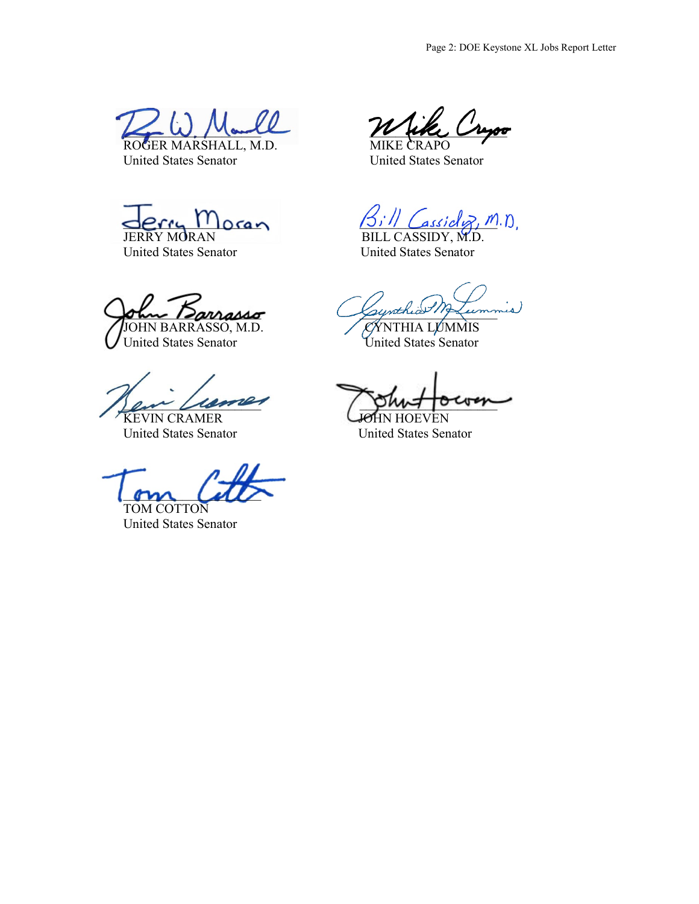ROGER MARSHALL, M.D.
United States Senator

MIKE CRAPO
United States Senator

JERRY MORAN
United States Senator

BILL CASSIDY, M.D.
United States Senator

JOHN BARRASSO, M.D.
United States Senator

CYNTHIA LUMMIS
United States Senator

KEVIN CRAMER
United States Senator

JOHN HOEVEN
United States Senator

TOM COTTON
United States Senator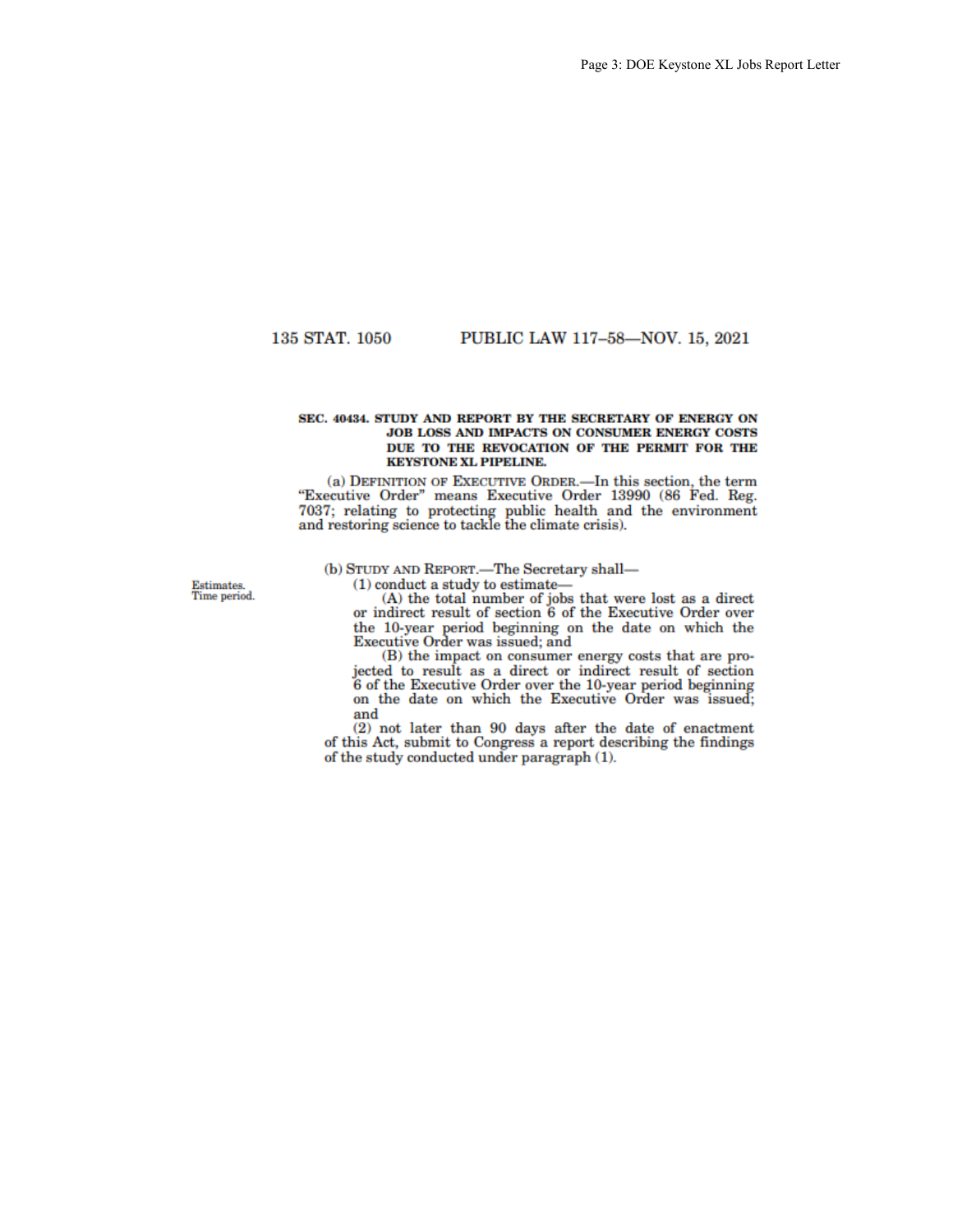135 STAT. 1050 PUBLIC LAW 117–58—NOV. 15, 2021

**SEC. 40434. STUDY AND REPORT BY THE SECRETARY OF ENERGY ON JOB LOSS AND IMPACTS ON CONSUMER ENERGY COSTS DUE TO THE REVOCATION OF THE PERMIT FOR THE KEYSTONE XL PIPELINE.**

(a) DEFINITION OF EXECUTIVE ORDER.—In this section, the term "Executive Order" means Executive Order 13990 (86 Fed. Reg. 7037; relating to protecting public health and the environment and restoring science to tackle the climate crisis).

(b) STUDY AND REPORT.—The Secretary shall—

Estimates.
Time period.

(1) conduct a study to estimate—

(A) the total number of jobs that were lost as a direct or indirect result of section 6 of the Executive Order over the 10-year period beginning on the date on which the Executive Order was issued; and

(B) the impact on consumer energy costs that are projected to result as a direct or indirect result of section 6 of the Executive Order over the 10-year period beginning on the date on which the Executive Order was issued; and

(2) not later than 90 days after the date of enactment of this Act, submit to Congress a report describing the findings of the study conducted under paragraph (1).